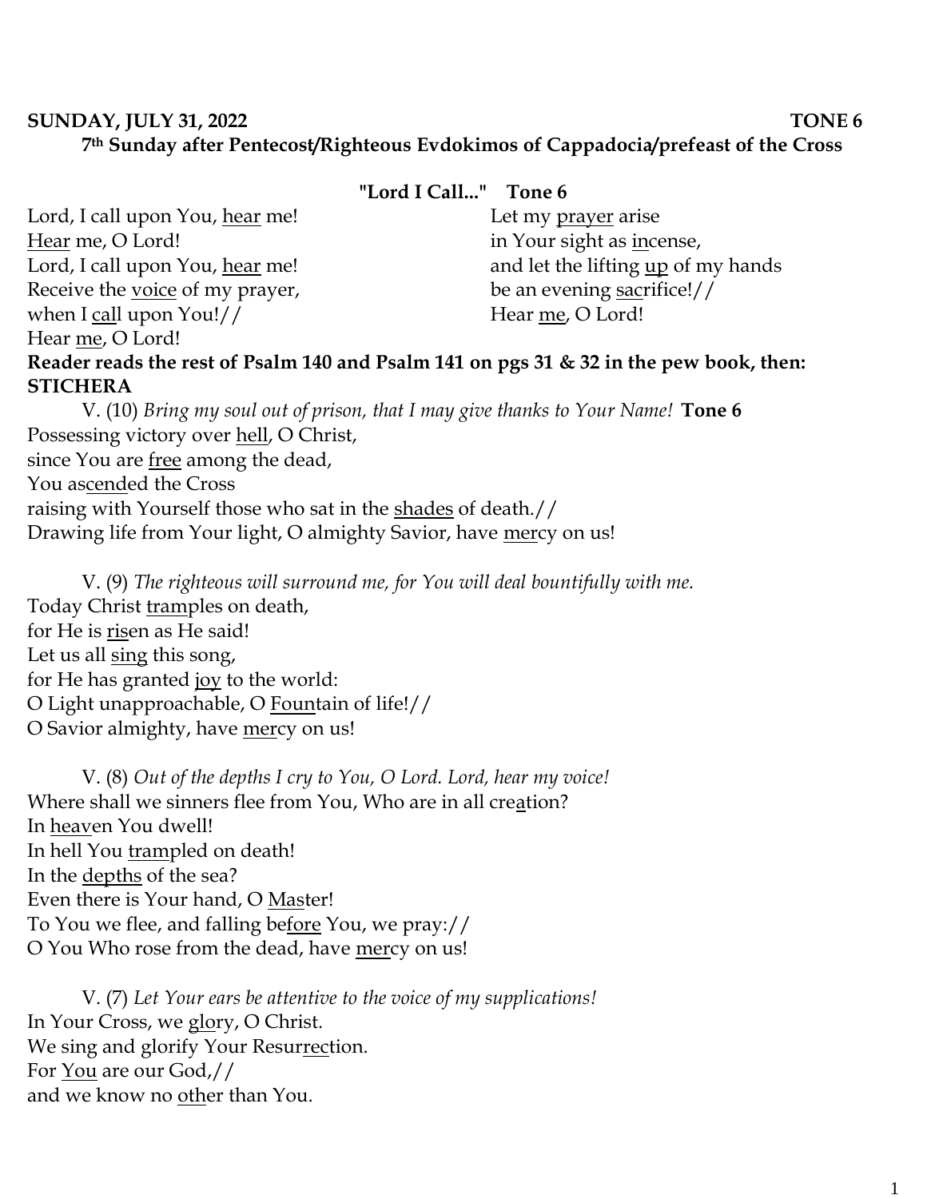**SUNDAY, JULY 31, 2022** **TONE 6**

**7th Sunday after Pentecost/Righteous Evdokimos of Cappadocia/prefeast of the Cross**

**"Lord I Call..." Tone 6**

Lord, I call upon You, <u>hear</u> me!
<u>Hear</u> me, O Lord!
Lord, I call upon You, <u>hear</u> me!
Receive the <u>voice</u> of my prayer,
when I <u>call</u> upon You!//
Hear <u>me</u>, O Lord!

Let my <u>prayer</u> arise
in Your sight as <u>in</u>cense,
and let the lifting <u>up</u> of my hands
be an evening <u>sac</u>rifice!//
Hear <u>me</u>, O Lord!

**Reader reads the rest of Psalm 140 and Psalm 141 on pgs 31 & 32 in the pew book, then:**
**STICHERA**

V. (10) *Bring my soul out of prison, that I may give thanks to Your Name!* **Tone 6**
Possessing victory over <u>hell</u>, O Christ,
since You are <u>free</u> among the dead,
You as<u>cend</u>ed the Cross
raising with Yourself those who sat in the <u>shades</u> of death.//
Drawing life from Your light, O almighty Savior, have <u>mer</u>cy on us!

V. (9) *The righteous will surround me, for You will deal bountifully with me.*
Today Christ <u>tram</u>ples on death,
for He is <u>ris</u>en as He said!
Let us all <u>sing</u> this song,
for He has granted <u>joy</u> to the world:
O Light unapproachable, O <u>Foun</u>tain of life!//
O Savior almighty, have <u>mer</u>cy on us!

V. (8) *Out of the depths I cry to You, O Lord. Lord, hear my voice!*
Where shall we sinners flee from You, Who are in all cre<u>a</u>tion?
In <u>heav</u>en You dwell!
In hell You <u>tram</u>pled on death!
In the <u>depths</u> of the sea?
Even there is Your hand, O <u>Mas</u>ter!
To You we flee, and falling be<u>fore</u> You, we pray://
O You Who rose from the dead, have <u>mer</u>cy on us!

V. (7) *Let Your ears be attentive to the voice of my supplications!*
In Your Cross, we <u>glo</u>ry, O Christ.
We sing and glorify Your Resur<u>rec</u>tion.
For <u>You</u> are our God,//
and we know no <u>oth</u>er than You.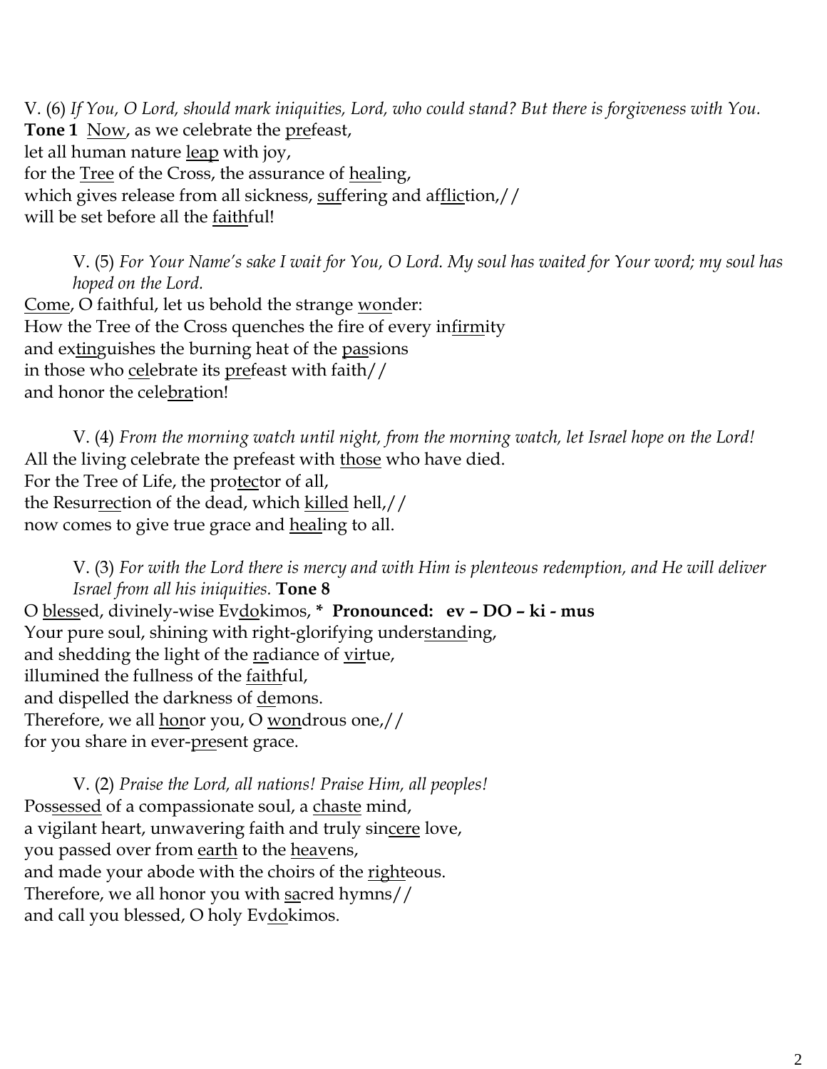V. (6) *If You, O Lord, should mark iniquities, Lord, who could stand? But there is forgiveness with You.*
**Tone 1** <u>Now</u>, as we celebrate the <u>pre</u>feast,
let all human nature <u>leap</u> with joy,
for the <u>Tree</u> of the Cross, the assurance of <u>heal</u>ing,
which gives release from all sickness, <u>suf</u>fering and af<u>flic</u>tion,//
will be set before all the <u>faith</u>ful!

V. (5) *For Your Name's sake I wait for You, O Lord. My soul has waited for Your word; my soul has hoped on the Lord.*
<u>Come</u>, O faithful, let us behold the strange <u>won</u>der:
How the Tree of the Cross quenches the fire of every in<u>firm</u>ity
and ex<u>tin</u>guishes the burning heat of the <u>pas</u>sions
in those who <u>cel</u>ebrate its <u>pre</u>feast with faith//
and honor the cele<u>bra</u>tion!

V. (4) *From the morning watch until night, from the morning watch, let Israel hope on the Lord!*
All the living celebrate the prefeast with <u>those</u> who have died.
For the Tree of Life, the pro<u>tec</u>tor of all,
the Resur<u>rec</u>tion of the dead, which <u>killed</u> hell,//
now comes to give true grace and <u>heal</u>ing to all.

V. (3) *For with the Lord there is mercy and with Him is plenteous redemption, and He will deliver Israel from all his iniquities.* **Tone 8**
O <u>bless</u>ed, divinely-wise Ev<u>do</u>kimos, * **Pronounced: ev – DO – ki - mus**
Your pure soul, shining with right-glorifying under<u>stand</u>ing,
and shedding the light of the <u>ra</u>diance of <u>vir</u>tue,
illumined the fullness of the <u>faith</u>ful,
and dispelled the darkness of <u>de</u>mons.
Therefore, we all <u>hon</u>or you, O <u>won</u>drous one,//
for you share in ever-<u>pre</u>sent grace.

V. (2) *Praise the Lord, all nations! Praise Him, all peoples!*
Pos<u>sessed</u> of a compassionate soul, a <u>chaste</u> mind,
a vigilant heart, unwavering faith and truly sin<u>cere</u> love,
you passed over from <u>earth</u> to the <u>heav</u>ens,
and made your abode with the choirs of the <u>right</u>eous.
Therefore, we all honor you with <u>sa</u>cred hymns//
and call you blessed, O holy Ev<u>do</u>kimos.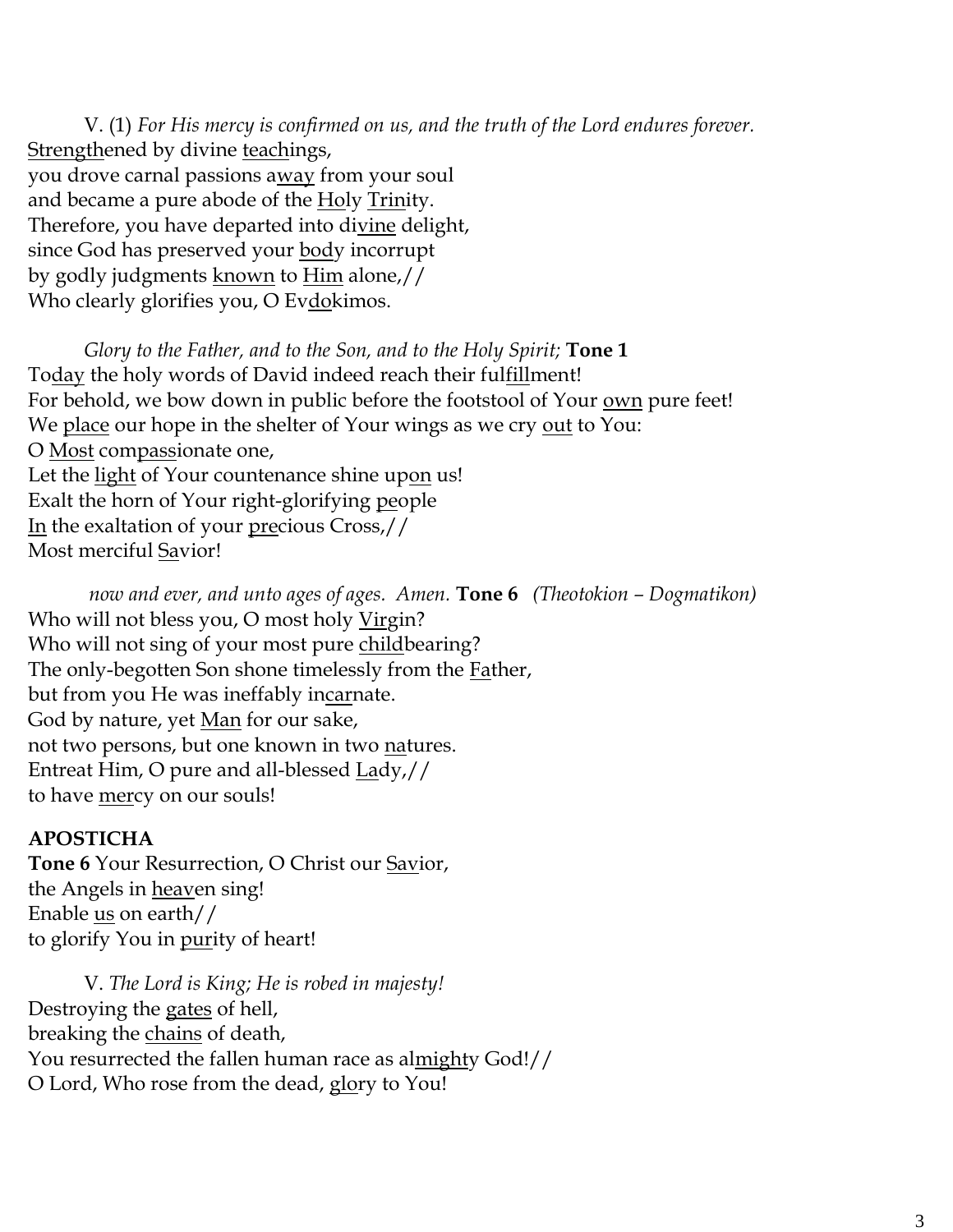V. (1) *For His mercy is confirmed on us, and the truth of the Lord endures forever.*
<u>Strength</u>ened by divine <u>teach</u>ings,
you drove carnal passions a<u>way</u> from your soul
and became a pure abode of the <u>Ho</u>ly <u>Trin</u>ity.
Therefore, you have departed into di<u>vine</u> delight,
since God has preserved your <u>bod</u>y incorrupt
by godly judgments <u>known</u> to <u>Him</u> alone,//
Who clearly glorifies you, O Ev<u>do</u>kimos.

*Glory to the Father, and to the Son, and to the Holy Spirit;* **Tone 1**
To<u>day</u> the holy words of David indeed reach their ful<u>fill</u>ment!
For behold, we bow down in public before the footstool of Your <u>own</u> pure feet!
We <u>place</u> our hope in the shelter of Your wings as we cry <u>out</u> to You:
O <u>Most</u> com<u>passi</u>onate one,
Let the <u>light</u> of Your countenance shine up<u>on</u> us!
Exalt the horn of Your right-glorifying <u>pe</u>ople
<u>In</u> the exaltation of your <u>pre</u>cious Cross,//
Most merciful <u>Sa</u>vior!

*now and ever, and unto ages of ages. Amen.* **Tone 6** *(Theotokion – Dogmatikon)*
Who will not bless you, O most holy <u>Vir</u>gin?
Who will not sing of your most pure <u>child</u>bearing?
The only-begotten Son shone timelessly from the <u>Fa</u>ther,
but from you He was ineffably in<u>car</u>nate.
God by nature, yet <u>Man</u> for our sake,
not two persons, but one known in two <u>na</u>tures.
Entreat Him, O pure and all-blessed <u>La</u>dy,//
to have <u>mer</u>cy on our souls!

**APOSTICHA**
**Tone 6** Your Resurrection, O Christ our <u>Sav</u>ior,
the Angels in <u>heav</u>en sing!
Enable <u>us</u> on earth//
to glorify You in <u>pur</u>ity of heart!

V. *The Lord is King; He is robed in majesty!*
Destroying the <u>gates</u> of hell,
breaking the <u>chains</u> of death,
You resurrected the fallen human race as al<u>might</u>y God!//
O Lord, Who rose from the dead, <u>glo</u>ry to You!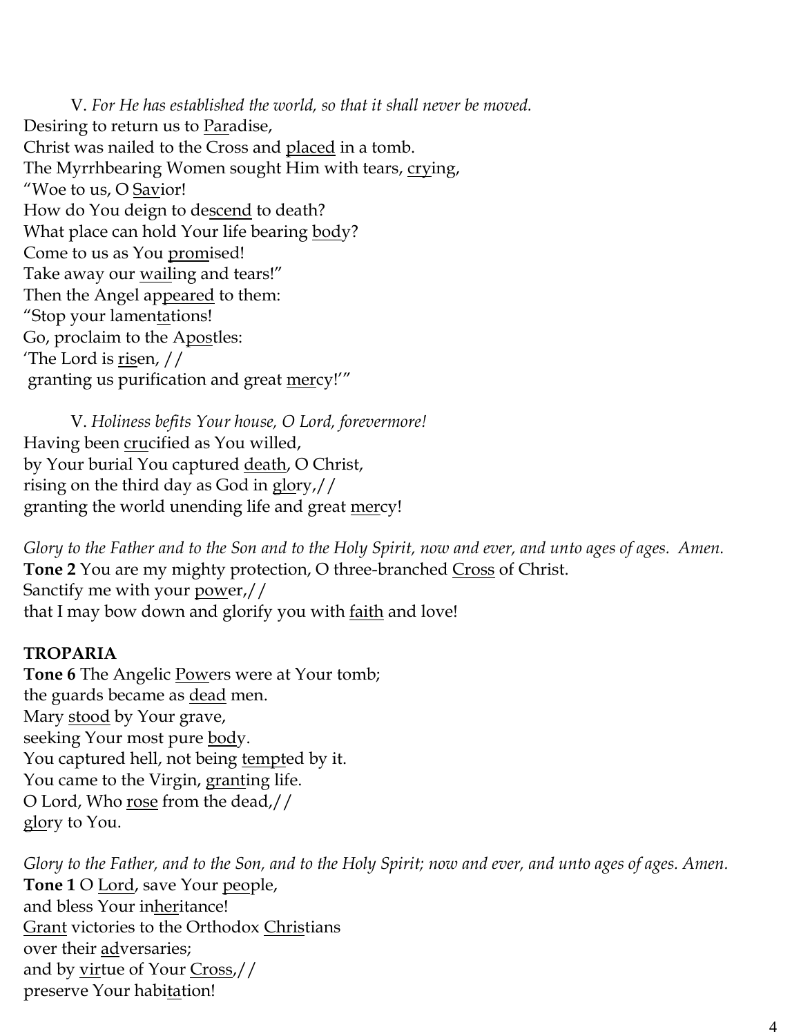V. *For He has established the world, so that it shall never be moved.*
Desiring to return us to <u>Par</u>adise,
Christ was nailed to the Cross and <u>placed</u> in a tomb.
The Myrrhbearing Women sought Him with tears, <u>cry</u>ing,
"Woe to us, O <u>Sav</u>ior!
How do You deign to de<u>scend</u> to death?
What place can hold Your life bearing <u>bod</u>y?
Come to us as You <u>prom</u>ised!
Take away our <u>wail</u>ing and tears!"
Then the Angel ap<u>peared</u> to them:
"Stop your lamen<u>ta</u>tions!
Go, proclaim to the A<u>pos</u>tles:
'The Lord is <u>ris</u>en, //
granting us purification and great <u>mer</u>cy!'"

V. *Holiness befits Your house, O Lord, forevermore!*
Having been <u>cru</u>cified as You willed,
by Your burial You captured <u>death</u>, O Christ,
rising on the third day as God in <u>glo</u>ry,//
granting the world unending life and great <u>mer</u>cy!

*Glory to the Father and to the Son and to the Holy Spirit, now and ever, and unto ages of ages. Amen.*
**Tone 2** You are my mighty protection, O three-branched <u>Cross</u> of Christ.
Sanctify me with your <u>pow</u>er,//
that I may bow down and glorify you with <u>faith</u> and love!

**TROPARIA**

**Tone 6** The Angelic <u>Pow</u>ers were at Your tomb;
the guards became as <u>dead</u> men.
Mary <u>stood</u> by Your grave,
seeking Your most pure <u>bod</u>y.
You captured hell, not being <u>tempt</u>ed by it.
You came to the Virgin, <u>grant</u>ing life.
O Lord, Who <u>rose</u> from the dead,//
<u>glo</u>ry to You.

*Glory to the Father, and to the Son, and to the Holy Spirit; now and ever, and unto ages of ages. Amen.*
**Tone 1** O <u>Lord</u>, save Your <u>peo</u>ple,
and bless Your in<u>her</u>itance!
<u>Grant</u> victories to the Orthodox <u>Chris</u>tians
over their <u>ad</u>versaries;
and by <u>vir</u>tue of Your <u>Cross</u>,//
preserve Your habi<u>ta</u>tion!